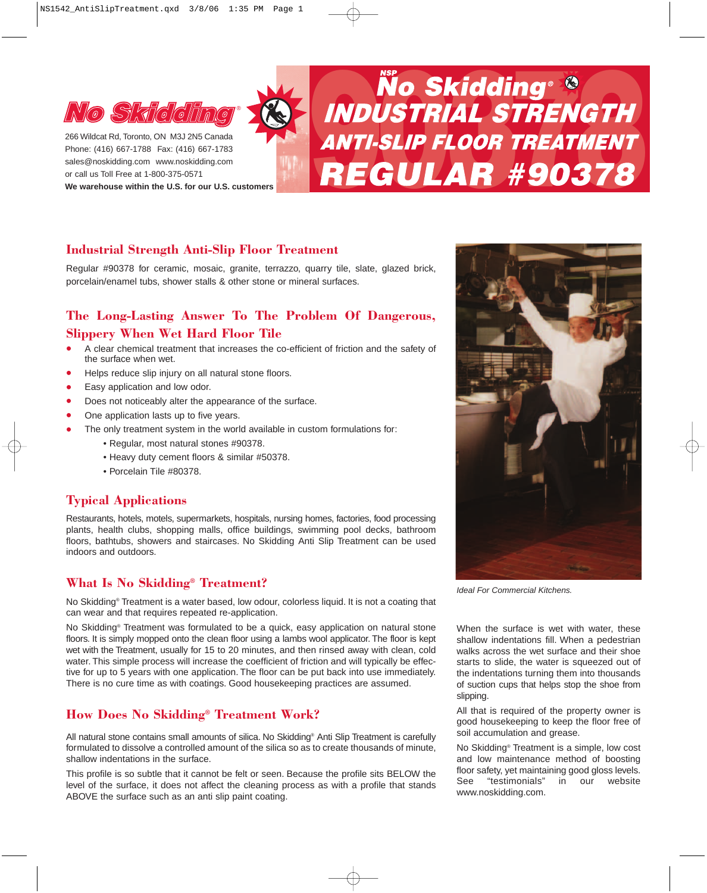No Skidding®

266 Wildcat Rd, Toronto, ON M3J 2N5 Canada
Phone: (416) 667-1788 Fax: (416) 667-1783
sales@noskidding.com www.noskidding.com
or call us Toll Free at 1-800-375-0571
**We warehouse within the U.S. for our U.S. customers**

# NSP No Skidding® INDUSTRIAL STRENGTH ANTI-SLIP FLOOR TREATMENT REGULAR #90378

## Industrial Strength Anti-Slip Floor Treatment

Regular #90378 for ceramic, mosaic, granite, terrazzo, quarry tile, slate, glazed brick, porcelain/enamel tubs, shower stalls & other stone or mineral surfaces.

## The Long-Lasting Answer To The Problem Of Dangerous, Slippery When Wet Hard Floor Tile

- A clear chemical treatment that increases the co-efficient of friction and the safety of the surface when wet.
- Helps reduce slip injury on all natural stone floors.
- Easy application and low odor.
- Does not noticeably alter the appearance of the surface.
- One application lasts up to five years.
- The only treatment system in the world available in custom formulations for:
  - Regular, most natural stones #90378.
  - Heavy duty cement floors & similar #50378.
  - Porcelain Tile #80378.

## Typical Applications

Restaurants, hotels, motels, supermarkets, hospitals, nursing homes, factories, food processing plants, health clubs, shopping malls, office buildings, swimming pool decks, bathroom floors, bathtubs, showers and staircases. No Skidding Anti Slip Treatment can be used indoors and outdoors.

## What Is No Skidding® Treatment?

No Skidding® Treatment is a water based, low odour, colorless liquid. It is not a coating that can wear and that requires repeated re-application.

No Skidding® Treatment was formulated to be a quick, easy application on natural stone floors. It is simply mopped onto the clean floor using a lambs wool applicator. The floor is kept wet with the Treatment, usually for 15 to 20 minutes, and then rinsed away with clean, cold water. This simple process will increase the coefficient of friction and will typically be effective for up to 5 years with one application. The floor can be put back into use immediately. There is no cure time as with coatings. Good housekeeping practices are assumed.

## How Does No Skidding® Treatment Work?

All natural stone contains small amounts of silica. No Skidding® Anti Slip Treatment is carefully formulated to dissolve a controlled amount of the silica so as to create thousands of minute, shallow indentations in the surface.

This profile is so subtle that it cannot be felt or seen. Because the profile sits BELOW the level of the surface, it does not affect the cleaning process as with a profile that stands ABOVE the surface such as an anti slip paint coating.

*Ideal For Commercial Kitchens.*

When the surface is wet with water, these shallow indentations fill. When a pedestrian walks across the wet surface and their shoe starts to slide, the water is squeezed out of the indentations turning them into thousands of suction cups that helps stop the shoe from slipping.

All that is required of the property owner is good housekeeping to keep the floor free of soil accumulation and grease.

No Skidding® Treatment is a simple, low cost and low maintenance method of boosting floor safety, yet maintaining good gloss levels. See "testimonials" in our website www.noskidding.com.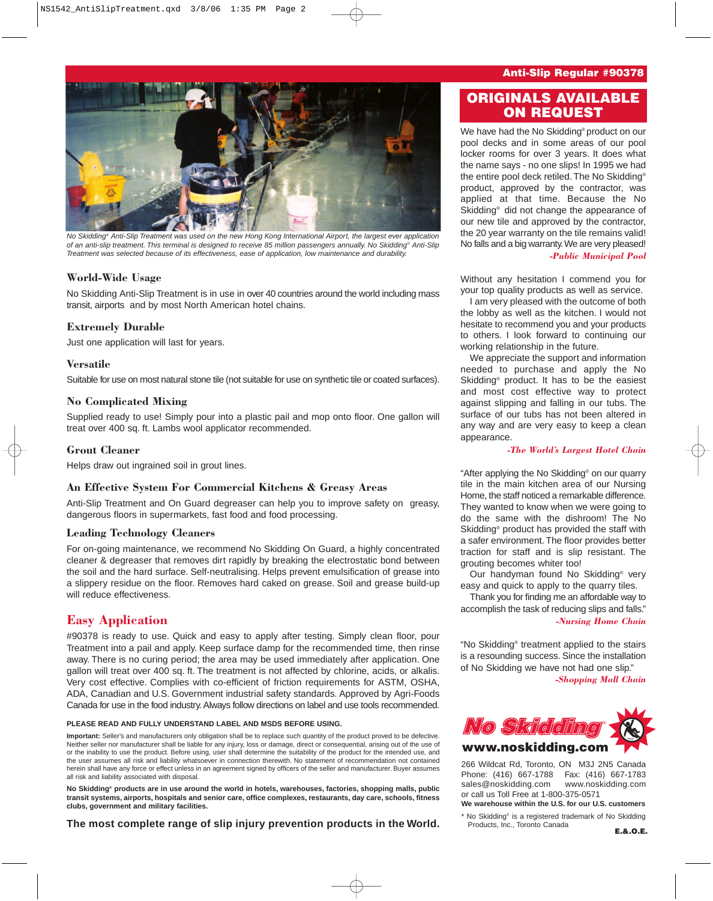Anti-Slip Regular #90378

No Skidding® Anti-Slip Treatment was used on the new Hong Kong International Airport, the largest ever application of an anti-slip treatment. This terminal is designed to receive 85 million passengers annually. No Skidding® Anti-Slip Treatment was selected because of its effectiveness, ease of application, low maintenance and durability.

### World-Wide Usage

No Skidding Anti-Slip Treatment is in use in over 40 countries around the world including mass transit, airports and by most North American hotel chains.

### Extremely Durable

Just one application will last for years.

### Versatile

Suitable for use on most natural stone tile (not suitable for use on synthetic tile or coated surfaces).

### No Complicated Mixing

Supplied ready to use! Simply pour into a plastic pail and mop onto floor. One gallon will treat over 400 sq. ft. Lambs wool applicator recommended.

### Grout Cleaner

Helps draw out ingrained soil in grout lines.

### An Effective System For Commercial Kitchens & Greasy Areas

Anti-Slip Treatment and On Guard degreaser can help you to improve safety on greasy, dangerous floors in supermarkets, fast food and food processing.

### Leading Technology Cleaners

For on-going maintenance, we recommend No Skidding On Guard, a highly concentrated cleaner & degreaser that removes dirt rapidly by breaking the electrostatic bond between the soil and the hard surface. Self-neutralising. Helps prevent emulsification of grease into a slippery residue on the floor. Removes hard caked on grease. Soil and grease build-up will reduce effectiveness.

## Easy Application

#90378 is ready to use. Quick and easy to apply after testing. Simply clean floor, pour Treatment into a pail and apply. Keep surface damp for the recommended time, then rinse away. There is no curing period; the area may be used immediately after application. One gallon will treat over 400 sq. ft. The treatment is not affected by chlorine, acids, or alkalis. Very cost effective. Complies with co-efficient of friction requirements for ASTM, OSHA, ADA, Canadian and U.S. Government industrial safety standards. Approved by Agri-Foods Canada for use in the food industry. Always follow directions on label and use tools recommended.

**PLEASE READ AND FULLY UNDERSTAND LABEL AND MSDS BEFORE USING.**

**Important:** Seller's and manufacturers only obligation shall be to replace such quantity of the product proved to be defective. Neither seller nor manufacturer shall be liable for any injury, loss or damage, direct or consequential, arising out of the use of or the inability to use the product. Before using, user shall determine the suitability of the product for the intended use, and the user assumes all risk and liability whatsoever in connection therewith. No statement of recommendation not contained herein shall have any force or effect unless in an agreement signed by officers of the seller and manufacturer. Buyer assumes all risk and liability associated with disposal.

**No Skidding® products are in use around the world in hotels, warehouses, factories, shopping malls, public transit systems, airports, hospitals and senior care, office complexes, restaurants, day care, schools, fitness clubs, government and military facilities.**

**The most complete range of slip injury prevention products in the World.**

## ORIGINALS AVAILABLE ON REQUEST

We have had the No Skidding® product on our pool decks and in some areas of our pool locker rooms for over 3 years. It does what the name says - no one slips! In 1995 we had the entire pool deck retiled. The No Skidding® product, approved by the contractor, was applied at that time. Because the No Skidding® did not change the appearance of our new tile and approved by the contractor, the 20 year warranty on the tile remains valid! No falls and a big warranty. We are very pleased!

*-Public Municipal Pool*

Without any hesitation I commend you for your top quality products as well as service.

I am very pleased with the outcome of both the lobby as well as the kitchen. I would not hesitate to recommend you and your products to others. I look forward to continuing our working relationship in the future.

We appreciate the support and information needed to purchase and apply the No Skidding® product. It has to be the easiest and most cost effective way to protect against slipping and falling in our tubs. The surface of our tubs has not been altered in any way and are very easy to keep a clean appearance.

*-The World's Largest Hotel Chain*

"After applying the No Skidding® on our quarry tile in the main kitchen area of our Nursing Home, the staff noticed a remarkable difference. They wanted to know when we were going to do the same with the dishroom! The No Skidding® product has provided the staff with a safer environment. The floor provides better traction for staff and is slip resistant. The grouting becomes whiter too!

Our handyman found No Skidding® very easy and quick to apply to the quarry tiles.

Thank you for finding me an affordable way to accomplish the task of reducing slips and falls."

*-Nursing Home Chain*

"No Skidding® treatment applied to the stairs is a resounding success. Since the installation of No Skidding we have not had one slip."

*-Shopping Mall Chain*

No Skidding®

www.noskidding.com

266 Wildcat Rd, Toronto, ON M3J 2N5 Canada
Phone: (416) 667-1788 Fax: (416) 667-1783
sales@noskidding.com www.noskidding.com
or call us Toll Free at 1-800-375-0571

**We warehouse within the U.S. for our U.S. customers**

* No Skidding® is a registered trademark of No Skidding Products, Inc., Toronto Canada

**E.&.O.E.**